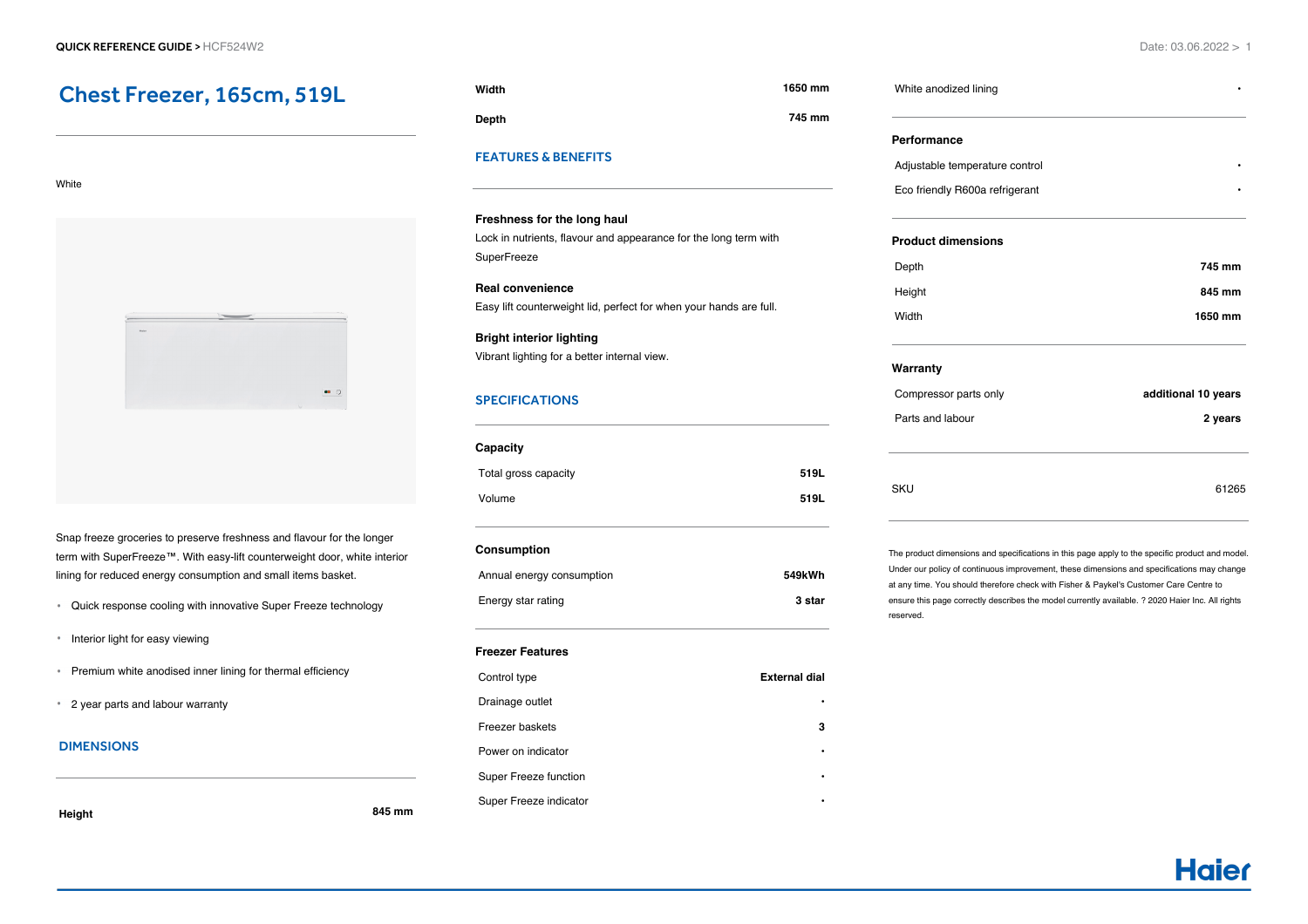QUICK REFERENCE GUIDE > HCF524W2

# Chest Freezer, 165cm, 519L

White

Snap freeze groceries to preserve freshness and flavour for the longer term with SuperFreeze™. With easy-lift counterweight door, white interior lining for reduced energy consumption and small items basket.

- Quick response cooling with innovative Super Freeze technology
- Interior light for easy viewing
- Premium white anodised inner lining for thermal efficiency
- 2 year parts and labour warranty

## DIMENSIONS

| | |
|---|---|
| **Height** | **845 mm** |
| **Width** | **1650 mm** |
| **Depth** | **745 mm** |

## FEATURES & BENEFITS

**Freshness for the long haul**
Lock in nutrients, flavour and appearance for the long term with SuperFreeze

**Real convenience**
Easy lift counterweight lid, perfect for when your hands are full.

**Bright interior lighting**
Vibrant lighting for a better internal view.

## SPECIFICATIONS

### Capacity

| | |
|---|---|
| Total gross capacity | **519L** |
| Volume | **519L** |

### Consumption

| | |
|---|---|
| Annual energy consumption | **549kWh** |
| Energy star rating | **3 star** |

### Freezer Features

| | |
|---|---|
| Control type | **External dial** |
| Drainage outlet | • |
| Freezer baskets | **3** |
| Power on indicator | • |
| Super Freeze function | • |
| Super Freeze indicator | • |
| White anodized lining | • |

### Performance

| | |
|---|---|
| Adjustable temperature control | • |
| Eco friendly R600a refrigerant | • |

### Product dimensions

| | |
|---|---|
| Depth | **745 mm** |
| Height | **845 mm** |
| Width | **1650 mm** |

### Warranty

| | |
|---|---|
| Compressor parts only | **additional 10 years** |
| Parts and labour | **2 years** |

| | |
|---|---|
| SKU | 61265 |

The product dimensions and specifications in this page apply to the specific product and model. Under our policy of continuous improvement, these dimensions and specifications may change at any time. You should therefore check with Fisher & Paykel's Customer Care Centre to ensure this page correctly describes the model currently available. ? 2020 Haier Inc. All rights reserved.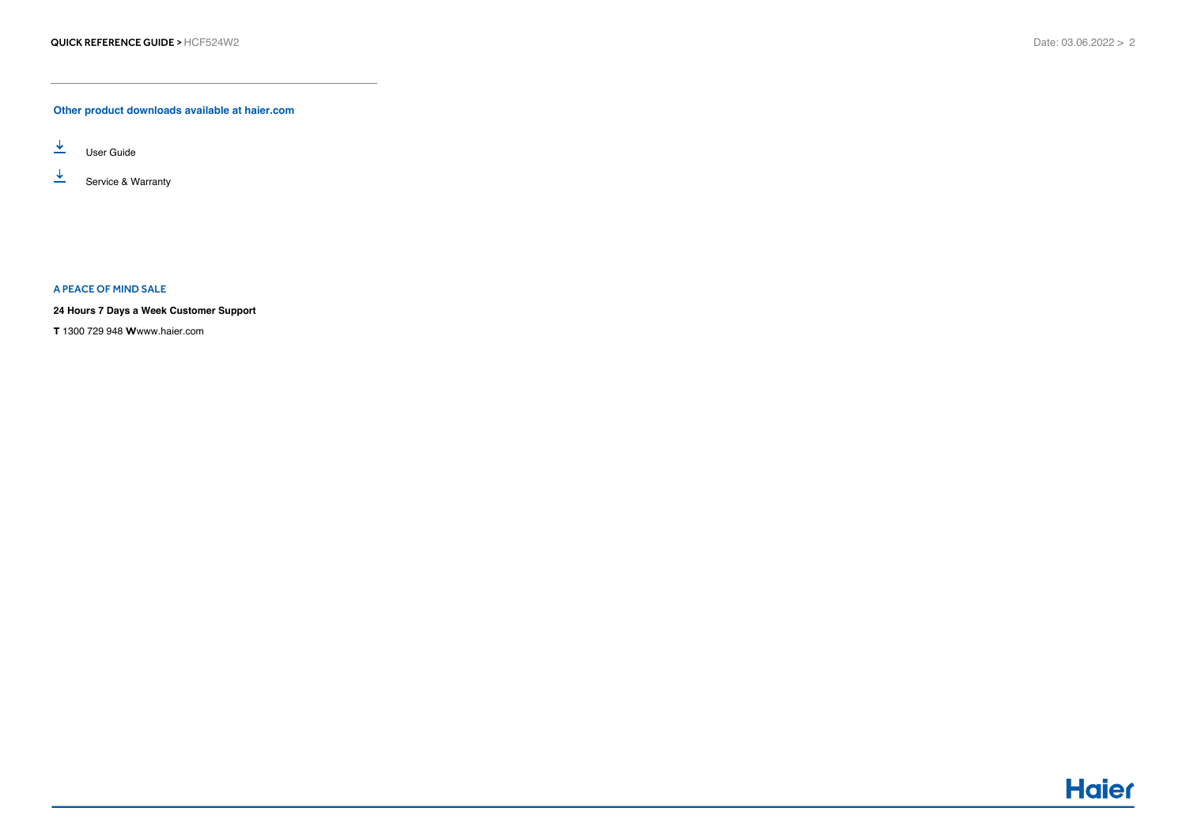**Other product downloads available at haier.com**

- User Guide
- Service & Warranty

**A PEACE OF MIND SALE**

**24 Hours 7 Days a Week Customer Support**

**T** 1300 729 948 **W**www.haier.com